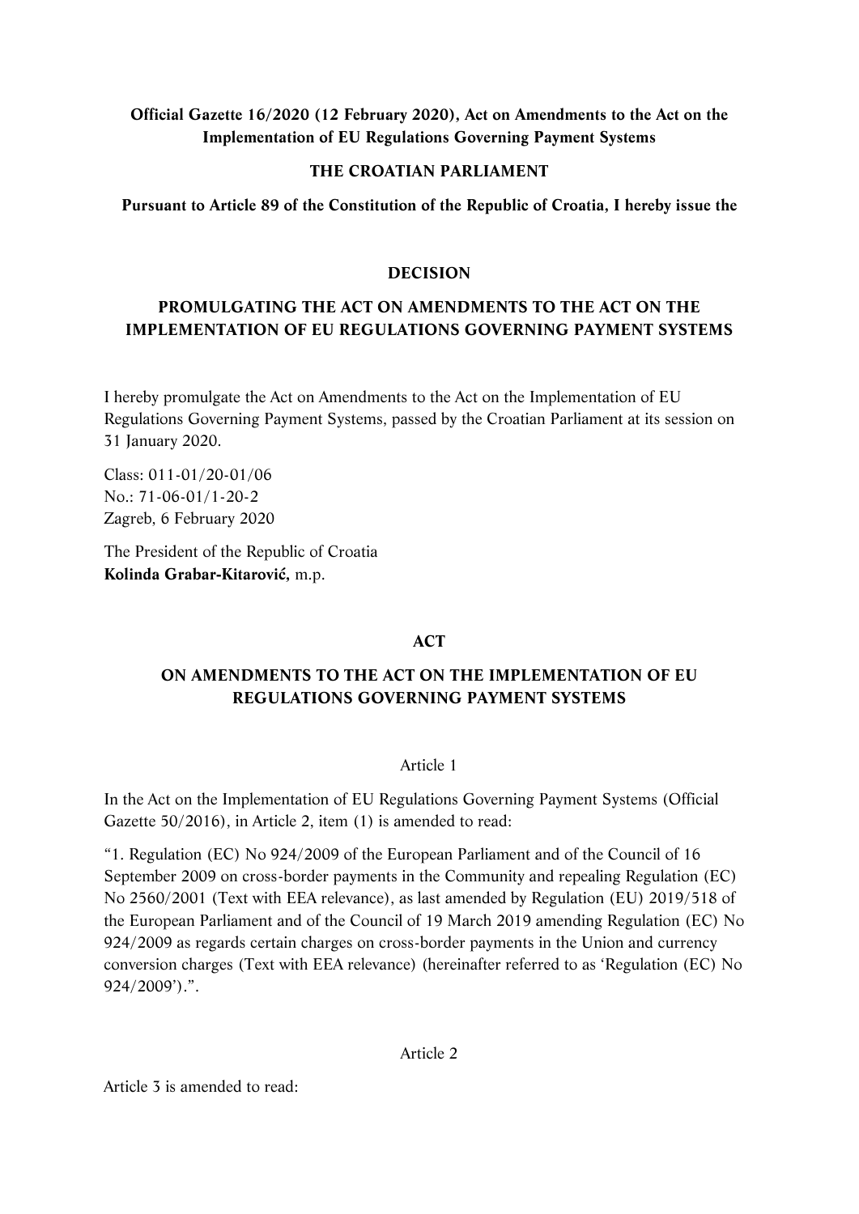**Official Gazette 16/2020 (12 February 2020), Act on Amendments to the Act on the Implementation of EU Regulations Governing Payment Systems**

**THE CROATIAN PARLIAMENT**

**Pursuant to Article 89 of the Constitution of the Republic of Croatia, I hereby issue the**

## DECISION

## PROMULGATING THE ACT ON AMENDMENTS TO THE ACT ON THE IMPLEMENTATION OF EU REGULATIONS GOVERNING PAYMENT SYSTEMS

I hereby promulgate the Act on Amendments to the Act on the Implementation of EU Regulations Governing Payment Systems, passed by the Croatian Parliament at its session on 31 January 2020.

Class: 011-01/20-01/06
No.: 71-06-01/1-20-2
Zagreb, 6 February 2020

The President of the Republic of Croatia
**Kolinda Grabar-Kitarović,** m.p.

## ACT

## ON AMENDMENTS TO THE ACT ON THE IMPLEMENTATION OF EU REGULATIONS GOVERNING PAYMENT SYSTEMS

Article 1

In the Act on the Implementation of EU Regulations Governing Payment Systems (Official Gazette 50/2016), in Article 2, item (1) is amended to read:

"1. Regulation (EC) No 924/2009 of the European Parliament and of the Council of 16 September 2009 on cross-border payments in the Community and repealing Regulation (EC) No 2560/2001 (Text with EEA relevance), as last amended by Regulation (EU) 2019/518 of the European Parliament and of the Council of 19 March 2019 amending Regulation (EC) No 924/2009 as regards certain charges on cross-border payments in the Union and currency conversion charges (Text with EEA relevance) (hereinafter referred to as 'Regulation (EC) No 924/2009').".

Article 2

Article 3 is amended to read: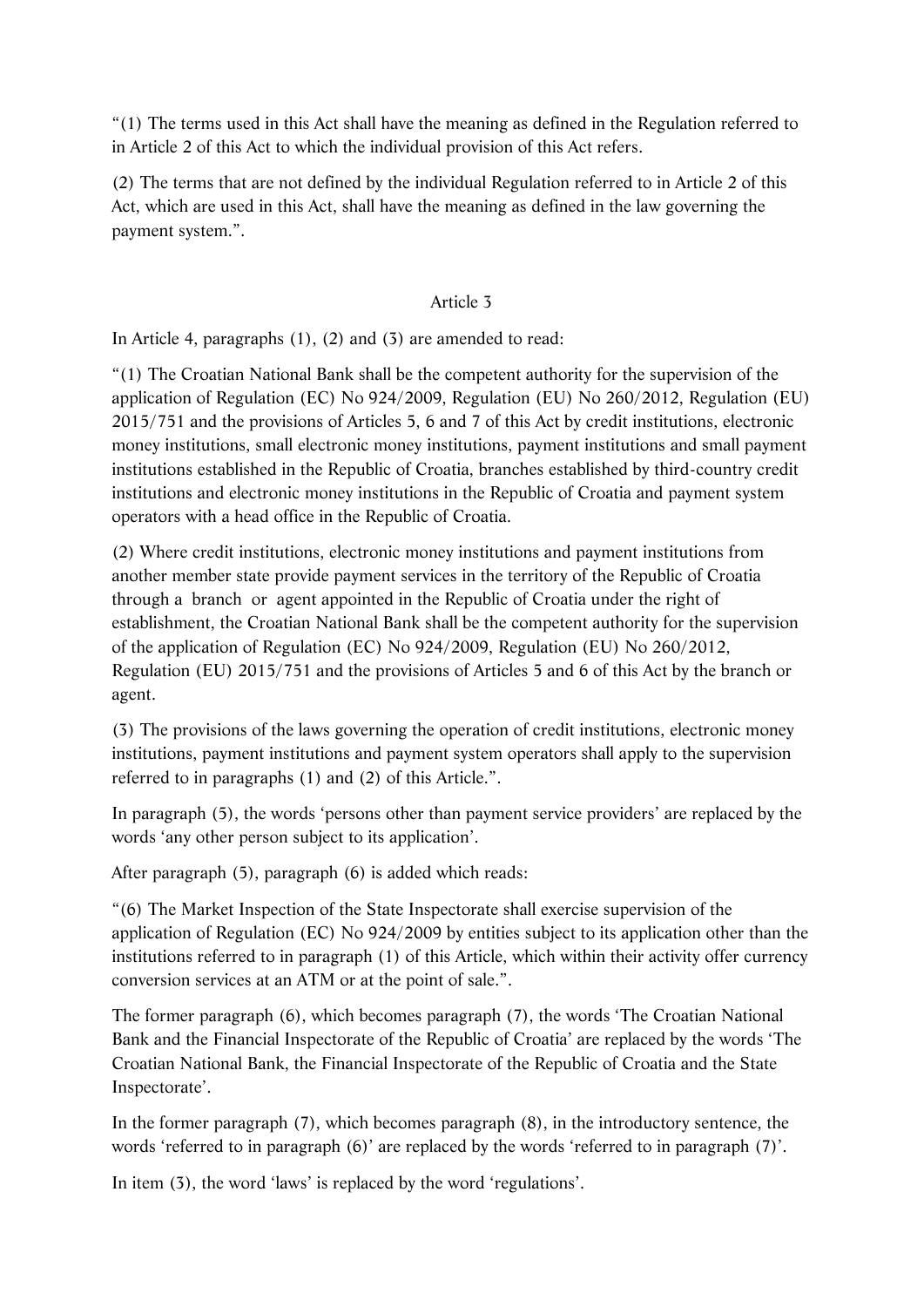"(1) The terms used in this Act shall have the meaning as defined in the Regulation referred to in Article 2 of this Act to which the individual provision of this Act refers.

(2) The terms that are not defined by the individual Regulation referred to in Article 2 of this Act, which are used in this Act, shall have the meaning as defined in the law governing the payment system.".

Article 3

In Article 4, paragraphs (1), (2) and (3) are amended to read:

"(1) The Croatian National Bank shall be the competent authority for the supervision of the application of Regulation (EC) No 924/2009, Regulation (EU) No 260/2012, Regulation (EU) 2015/751 and the provisions of Articles 5, 6 and 7 of this Act by credit institutions, electronic money institutions, small electronic money institutions, payment institutions and small payment institutions established in the Republic of Croatia, branches established by third-country credit institutions and electronic money institutions in the Republic of Croatia and payment system operators with a head office in the Republic of Croatia.

(2) Where credit institutions, electronic money institutions and payment institutions from another member state provide payment services in the territory of the Republic of Croatia through a branch or agent appointed in the Republic of Croatia under the right of establishment, the Croatian National Bank shall be the competent authority for the supervision of the application of Regulation (EC) No 924/2009, Regulation (EU) No 260/2012, Regulation (EU) 2015/751 and the provisions of Articles 5 and 6 of this Act by the branch or agent.

(3) The provisions of the laws governing the operation of credit institutions, electronic money institutions, payment institutions and payment system operators shall apply to the supervision referred to in paragraphs (1) and (2) of this Article.".

In paragraph (5), the words 'persons other than payment service providers' are replaced by the words 'any other person subject to its application'.

After paragraph (5), paragraph (6) is added which reads:

"(6) The Market Inspection of the State Inspectorate shall exercise supervision of the application of Regulation (EC) No 924/2009 by entities subject to its application other than the institutions referred to in paragraph (1) of this Article, which within their activity offer currency conversion services at an ATM or at the point of sale.".

The former paragraph (6), which becomes paragraph (7), the words 'The Croatian National Bank and the Financial Inspectorate of the Republic of Croatia' are replaced by the words 'The Croatian National Bank, the Financial Inspectorate of the Republic of Croatia and the State Inspectorate'.

In the former paragraph (7), which becomes paragraph (8), in the introductory sentence, the words 'referred to in paragraph (6)' are replaced by the words 'referred to in paragraph (7)'.

In item (3), the word 'laws' is replaced by the word 'regulations'.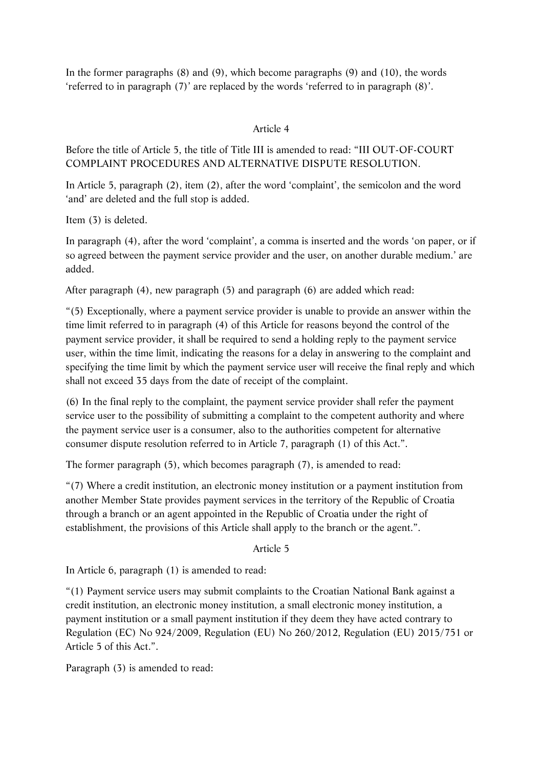In the former paragraphs (8) and (9), which become paragraphs (9) and (10), the words 'referred to in paragraph (7)' are replaced by the words 'referred to in paragraph (8)'.

Article 4

Before the title of Article 5, the title of Title III is amended to read: "III OUT-OF-COURT COMPLAINT PROCEDURES AND ALTERNATIVE DISPUTE RESOLUTION.

In Article 5, paragraph (2), item (2), after the word 'complaint', the semicolon and the word 'and' are deleted and the full stop is added.

Item (3) is deleted.

In paragraph (4), after the word 'complaint', a comma is inserted and the words 'on paper, or if so agreed between the payment service provider and the user, on another durable medium.' are added.

After paragraph (4), new paragraph (5) and paragraph (6) are added which read:

"(5) Exceptionally, where a payment service provider is unable to provide an answer within the time limit referred to in paragraph (4) of this Article for reasons beyond the control of the payment service provider, it shall be required to send a holding reply to the payment service user, within the time limit, indicating the reasons for a delay in answering to the complaint and specifying the time limit by which the payment service user will receive the final reply and which shall not exceed 35 days from the date of receipt of the complaint.

(6) In the final reply to the complaint, the payment service provider shall refer the payment service user to the possibility of submitting a complaint to the competent authority and where the payment service user is a consumer, also to the authorities competent for alternative consumer dispute resolution referred to in Article 7, paragraph (1) of this Act.".

The former paragraph (5), which becomes paragraph (7), is amended to read:

"(7) Where a credit institution, an electronic money institution or a payment institution from another Member State provides payment services in the territory of the Republic of Croatia through a branch or an agent appointed in the Republic of Croatia under the right of establishment, the provisions of this Article shall apply to the branch or the agent.".

Article 5

In Article 6, paragraph (1) is amended to read:

"(1) Payment service users may submit complaints to the Croatian National Bank against a credit institution, an electronic money institution, a small electronic money institution, a payment institution or a small payment institution if they deem they have acted contrary to Regulation (EC) No 924/2009, Regulation (EU) No 260/2012, Regulation (EU) 2015/751 or Article 5 of this Act.".

Paragraph (3) is amended to read: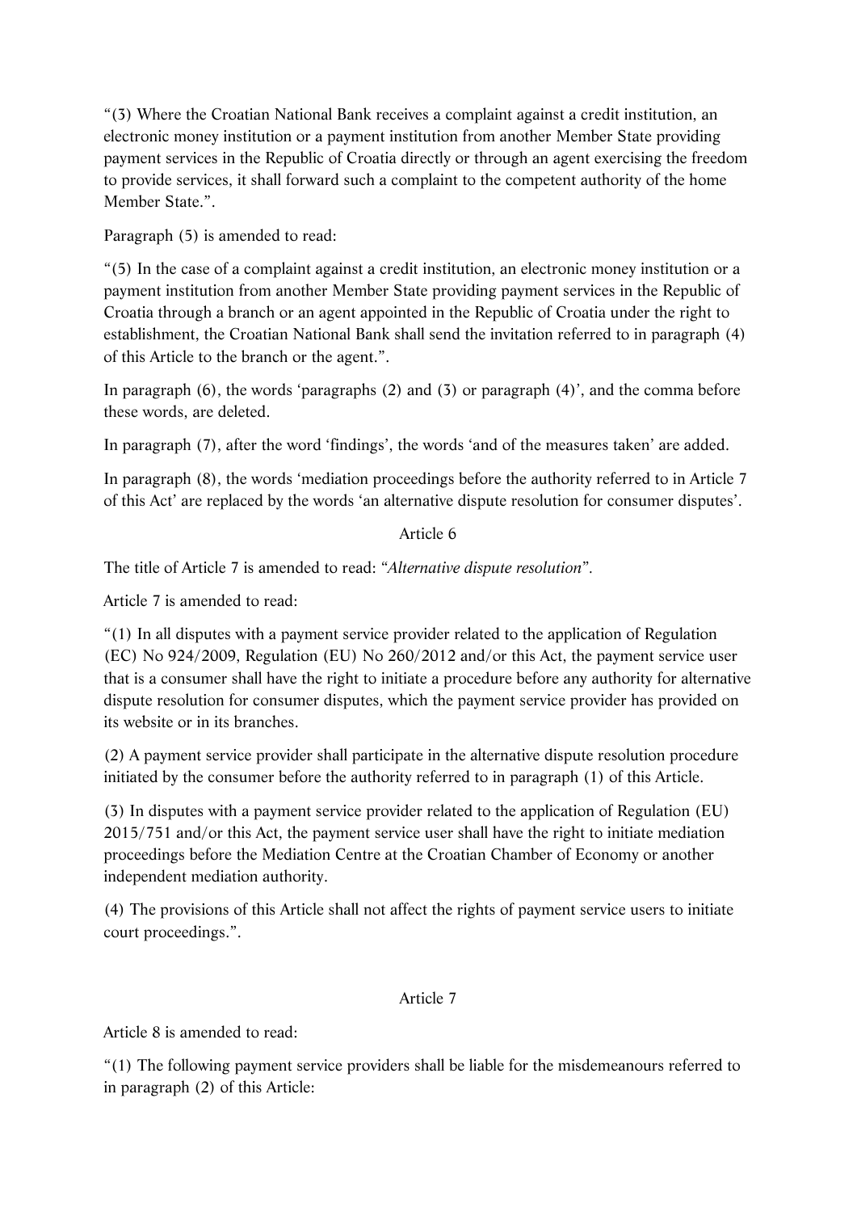"(3) Where the Croatian National Bank receives a complaint against a credit institution, an electronic money institution or a payment institution from another Member State providing payment services in the Republic of Croatia directly or through an agent exercising the freedom to provide services, it shall forward such a complaint to the competent authority of the home Member State.".

Paragraph (5) is amended to read:

"(5) In the case of a complaint against a credit institution, an electronic money institution or a payment institution from another Member State providing payment services in the Republic of Croatia through a branch or an agent appointed in the Republic of Croatia under the right to establishment, the Croatian National Bank shall send the invitation referred to in paragraph (4) of this Article to the branch or the agent.".

In paragraph (6), the words 'paragraphs (2) and (3) or paragraph (4)', and the comma before these words, are deleted.

In paragraph (7), after the word 'findings', the words 'and of the measures taken' are added.

In paragraph (8), the words 'mediation proceedings before the authority referred to in Article 7 of this Act' are replaced by the words 'an alternative dispute resolution for consumer disputes'.

Article 6

The title of Article 7 is amended to read: "*Alternative dispute resolution*".

Article 7 is amended to read:

"(1) In all disputes with a payment service provider related to the application of Regulation (EC) No 924/2009, Regulation (EU) No 260/2012 and/or this Act, the payment service user that is a consumer shall have the right to initiate a procedure before any authority for alternative dispute resolution for consumer disputes, which the payment service provider has provided on its website or in its branches.

(2) A payment service provider shall participate in the alternative dispute resolution procedure initiated by the consumer before the authority referred to in paragraph (1) of this Article.

(3) In disputes with a payment service provider related to the application of Regulation (EU) 2015/751 and/or this Act, the payment service user shall have the right to initiate mediation proceedings before the Mediation Centre at the Croatian Chamber of Economy or another independent mediation authority.

(4) The provisions of this Article shall not affect the rights of payment service users to initiate court proceedings.".

Article 7

Article 8 is amended to read:

"(1) The following payment service providers shall be liable for the misdemeanours referred to in paragraph (2) of this Article: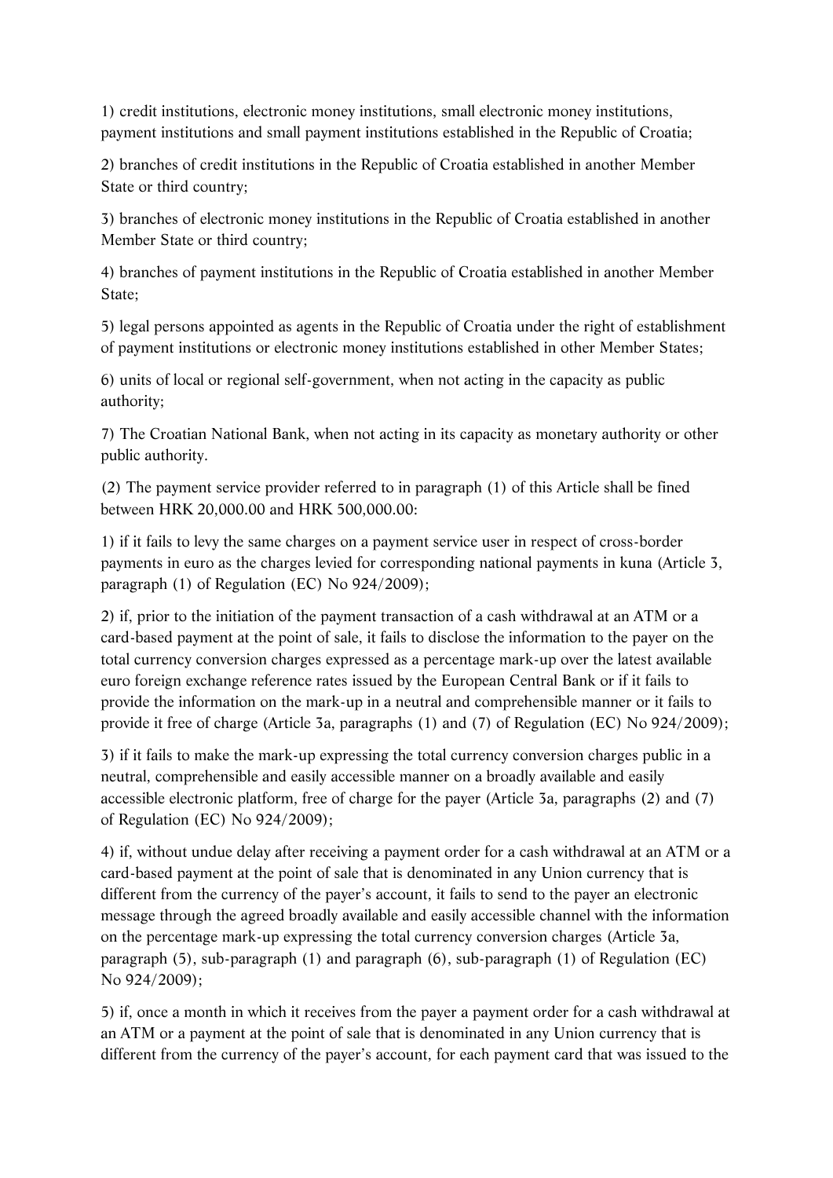1) credit institutions, electronic money institutions, small electronic money institutions, payment institutions and small payment institutions established in the Republic of Croatia;

2) branches of credit institutions in the Republic of Croatia established in another Member State or third country;

3) branches of electronic money institutions in the Republic of Croatia established in another Member State or third country;

4) branches of payment institutions in the Republic of Croatia established in another Member State;

5) legal persons appointed as agents in the Republic of Croatia under the right of establishment of payment institutions or electronic money institutions established in other Member States;

6) units of local or regional self-government, when not acting in the capacity as public authority;

7) The Croatian National Bank, when not acting in its capacity as monetary authority or other public authority.

(2) The payment service provider referred to in paragraph (1) of this Article shall be fined between HRK 20,000.00 and HRK 500,000.00:

1) if it fails to levy the same charges on a payment service user in respect of cross-border payments in euro as the charges levied for corresponding national payments in kuna (Article 3, paragraph (1) of Regulation (EC) No 924/2009);

2) if, prior to the initiation of the payment transaction of a cash withdrawal at an ATM or a card-based payment at the point of sale, it fails to disclose the information to the payer on the total currency conversion charges expressed as a percentage mark-up over the latest available euro foreign exchange reference rates issued by the European Central Bank or if it fails to provide the information on the mark-up in a neutral and comprehensible manner or it fails to provide it free of charge (Article 3a, paragraphs (1) and (7) of Regulation (EC) No 924/2009);

3) if it fails to make the mark-up expressing the total currency conversion charges public in a neutral, comprehensible and easily accessible manner on a broadly available and easily accessible electronic platform, free of charge for the payer (Article 3a, paragraphs (2) and (7) of Regulation (EC) No 924/2009);

4) if, without undue delay after receiving a payment order for a cash withdrawal at an ATM or a card-based payment at the point of sale that is denominated in any Union currency that is different from the currency of the payer's account, it fails to send to the payer an electronic message through the agreed broadly available and easily accessible channel with the information on the percentage mark-up expressing the total currency conversion charges (Article 3a, paragraph (5), sub-paragraph (1) and paragraph (6), sub-paragraph (1) of Regulation (EC) No 924/2009);

5) if, once a month in which it receives from the payer a payment order for a cash withdrawal at an ATM or a payment at the point of sale that is denominated in any Union currency that is different from the currency of the payer's account, for each payment card that was issued to the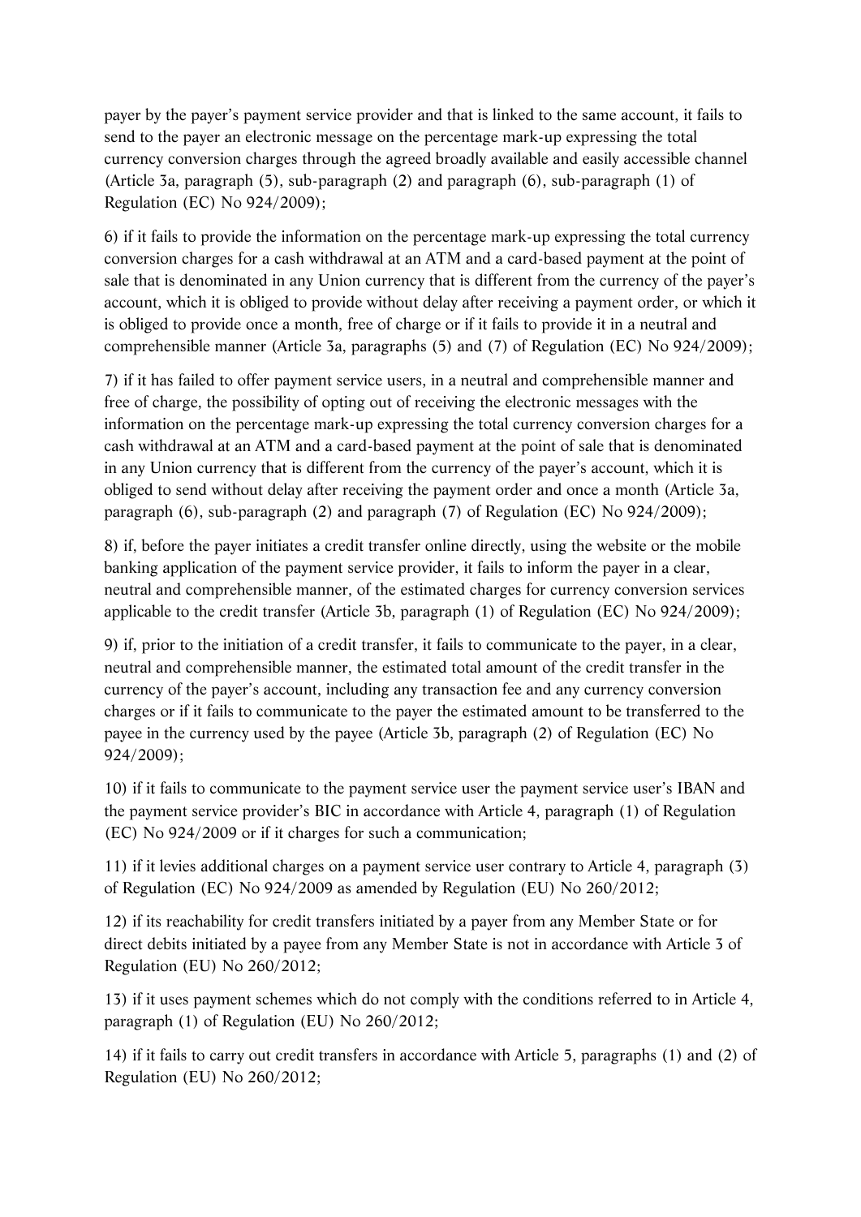payer by the payer's payment service provider and that is linked to the same account, it fails to send to the payer an electronic message on the percentage mark-up expressing the total currency conversion charges through the agreed broadly available and easily accessible channel (Article 3a, paragraph (5), sub-paragraph (2) and paragraph (6), sub-paragraph (1) of Regulation (EC) No 924/2009);

6) if it fails to provide the information on the percentage mark-up expressing the total currency conversion charges for a cash withdrawal at an ATM and a card-based payment at the point of sale that is denominated in any Union currency that is different from the currency of the payer's account, which it is obliged to provide without delay after receiving a payment order, or which it is obliged to provide once a month, free of charge or if it fails to provide it in a neutral and comprehensible manner (Article 3a, paragraphs (5) and (7) of Regulation (EC) No 924/2009);

7) if it has failed to offer payment service users, in a neutral and comprehensible manner and free of charge, the possibility of opting out of receiving the electronic messages with the information on the percentage mark-up expressing the total currency conversion charges for a cash withdrawal at an ATM and a card-based payment at the point of sale that is denominated in any Union currency that is different from the currency of the payer's account, which it is obliged to send without delay after receiving the payment order and once a month (Article 3a, paragraph (6), sub-paragraph (2) and paragraph (7) of Regulation (EC) No 924/2009);

8) if, before the payer initiates a credit transfer online directly, using the website or the mobile banking application of the payment service provider, it fails to inform the payer in a clear, neutral and comprehensible manner, of the estimated charges for currency conversion services applicable to the credit transfer (Article 3b, paragraph (1) of Regulation (EC) No 924/2009);

9) if, prior to the initiation of a credit transfer, it fails to communicate to the payer, in a clear, neutral and comprehensible manner, the estimated total amount of the credit transfer in the currency of the payer's account, including any transaction fee and any currency conversion charges or if it fails to communicate to the payer the estimated amount to be transferred to the payee in the currency used by the payee (Article 3b, paragraph (2) of Regulation (EC) No 924/2009);

10) if it fails to communicate to the payment service user the payment service user's IBAN and the payment service provider's BIC in accordance with Article 4, paragraph (1) of Regulation (EC) No 924/2009 or if it charges for such a communication;

11) if it levies additional charges on a payment service user contrary to Article 4, paragraph (3) of Regulation (EC) No 924/2009 as amended by Regulation (EU) No 260/2012;

12) if its reachability for credit transfers initiated by a payer from any Member State or for direct debits initiated by a payee from any Member State is not in accordance with Article 3 of Regulation (EU) No 260/2012;

13) if it uses payment schemes which do not comply with the conditions referred to in Article 4, paragraph (1) of Regulation (EU) No 260/2012;

14) if it fails to carry out credit transfers in accordance with Article 5, paragraphs (1) and (2) of Regulation (EU) No 260/2012;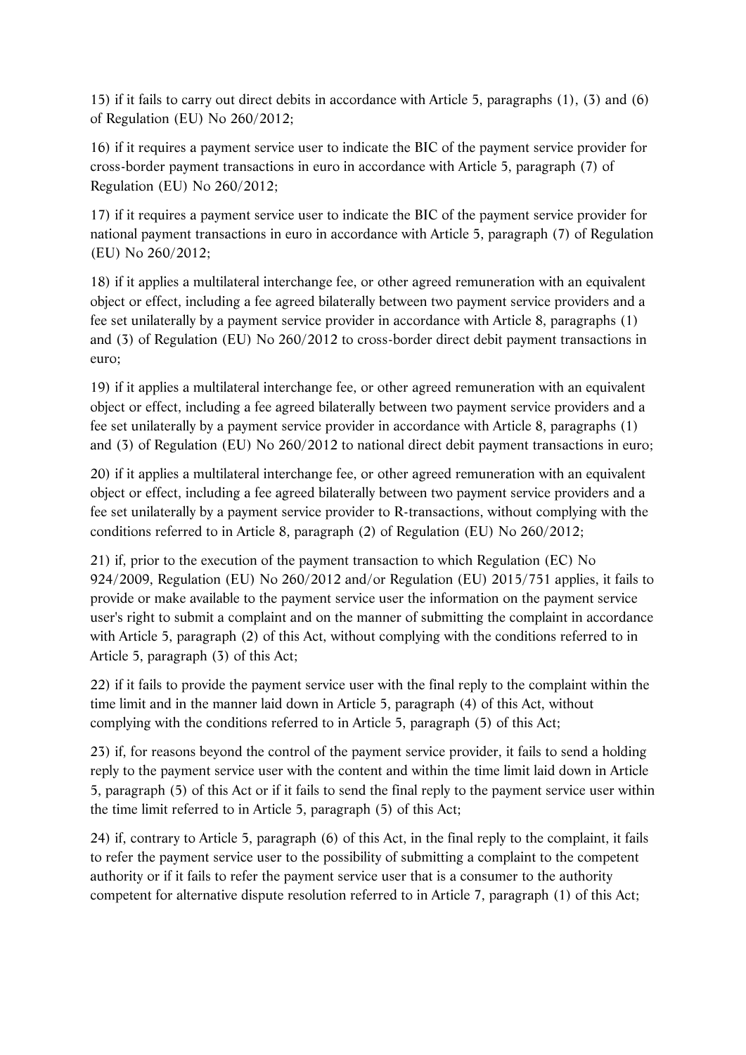15) if it fails to carry out direct debits in accordance with Article 5, paragraphs (1), (3) and (6) of Regulation (EU) No 260/2012;

16) if it requires a payment service user to indicate the BIC of the payment service provider for cross-border payment transactions in euro in accordance with Article 5, paragraph (7) of Regulation (EU) No 260/2012;

17) if it requires a payment service user to indicate the BIC of the payment service provider for national payment transactions in euro in accordance with Article 5, paragraph (7) of Regulation (EU) No 260/2012;

18) if it applies a multilateral interchange fee, or other agreed remuneration with an equivalent object or effect, including a fee agreed bilaterally between two payment service providers and a fee set unilaterally by a payment service provider in accordance with Article 8, paragraphs (1) and (3) of Regulation (EU) No 260/2012 to cross-border direct debit payment transactions in euro;

19) if it applies a multilateral interchange fee, or other agreed remuneration with an equivalent object or effect, including a fee agreed bilaterally between two payment service providers and a fee set unilaterally by a payment service provider in accordance with Article 8, paragraphs (1) and (3) of Regulation (EU) No 260/2012 to national direct debit payment transactions in euro;

20) if it applies a multilateral interchange fee, or other agreed remuneration with an equivalent object or effect, including a fee agreed bilaterally between two payment service providers and a fee set unilaterally by a payment service provider to R-transactions, without complying with the conditions referred to in Article 8, paragraph (2) of Regulation (EU) No 260/2012;

21) if, prior to the execution of the payment transaction to which Regulation (EC) No 924/2009, Regulation (EU) No 260/2012 and/or Regulation (EU) 2015/751 applies, it fails to provide or make available to the payment service user the information on the payment service user's right to submit a complaint and on the manner of submitting the complaint in accordance with Article 5, paragraph (2) of this Act, without complying with the conditions referred to in Article 5, paragraph (3) of this Act;

22) if it fails to provide the payment service user with the final reply to the complaint within the time limit and in the manner laid down in Article 5, paragraph (4) of this Act, without complying with the conditions referred to in Article 5, paragraph (5) of this Act;

23) if, for reasons beyond the control of the payment service provider, it fails to send a holding reply to the payment service user with the content and within the time limit laid down in Article 5, paragraph (5) of this Act or if it fails to send the final reply to the payment service user within the time limit referred to in Article 5, paragraph (5) of this Act;

24) if, contrary to Article 5, paragraph (6) of this Act, in the final reply to the complaint, it fails to refer the payment service user to the possibility of submitting a complaint to the competent authority or if it fails to refer the payment service user that is a consumer to the authority competent for alternative dispute resolution referred to in Article 7, paragraph (1) of this Act;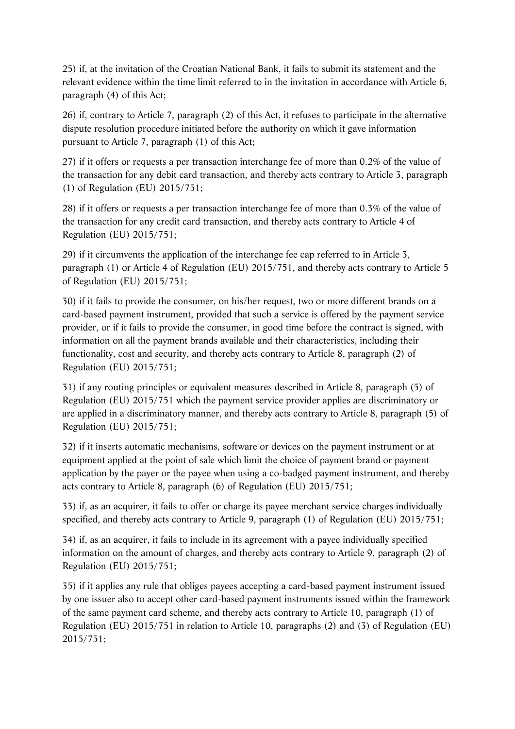25) if, at the invitation of the Croatian National Bank, it fails to submit its statement and the relevant evidence within the time limit referred to in the invitation in accordance with Article 6, paragraph (4) of this Act;

26) if, contrary to Article 7, paragraph (2) of this Act, it refuses to participate in the alternative dispute resolution procedure initiated before the authority on which it gave information pursuant to Article 7, paragraph (1) of this Act;

27) if it offers or requests a per transaction interchange fee of more than 0.2% of the value of the transaction for any debit card transaction, and thereby acts contrary to Article 3, paragraph (1) of Regulation (EU) 2015/751;

28) if it offers or requests a per transaction interchange fee of more than 0.3% of the value of the transaction for any credit card transaction, and thereby acts contrary to Article 4 of Regulation (EU) 2015/751;

29) if it circumvents the application of the interchange fee cap referred to in Article 3, paragraph (1) or Article 4 of Regulation (EU) 2015/751, and thereby acts contrary to Article 5 of Regulation (EU) 2015/751;

30) if it fails to provide the consumer, on his/her request, two or more different brands on a card-based payment instrument, provided that such a service is offered by the payment service provider, or if it fails to provide the consumer, in good time before the contract is signed, with information on all the payment brands available and their characteristics, including their functionality, cost and security, and thereby acts contrary to Article 8, paragraph (2) of Regulation (EU) 2015/751;

31) if any routing principles or equivalent measures described in Article 8, paragraph (5) of Regulation (EU) 2015/751 which the payment service provider applies are discriminatory or are applied in a discriminatory manner, and thereby acts contrary to Article 8, paragraph (5) of Regulation (EU) 2015/751;

32) if it inserts automatic mechanisms, software or devices on the payment instrument or at equipment applied at the point of sale which limit the choice of payment brand or payment application by the payer or the payee when using a co-badged payment instrument, and thereby acts contrary to Article 8, paragraph (6) of Regulation (EU) 2015/751;

33) if, as an acquirer, it fails to offer or charge its payee merchant service charges individually specified, and thereby acts contrary to Article 9, paragraph (1) of Regulation (EU) 2015/751;

34) if, as an acquirer, it fails to include in its agreement with a payee individually specified information on the amount of charges, and thereby acts contrary to Article 9, paragraph (2) of Regulation (EU) 2015/751;

35) if it applies any rule that obliges payees accepting a card-based payment instrument issued by one issuer also to accept other card-based payment instruments issued within the framework of the same payment card scheme, and thereby acts contrary to Article 10, paragraph (1) of Regulation (EU) 2015/751 in relation to Article 10, paragraphs (2) and (3) of Regulation (EU) 2015/751;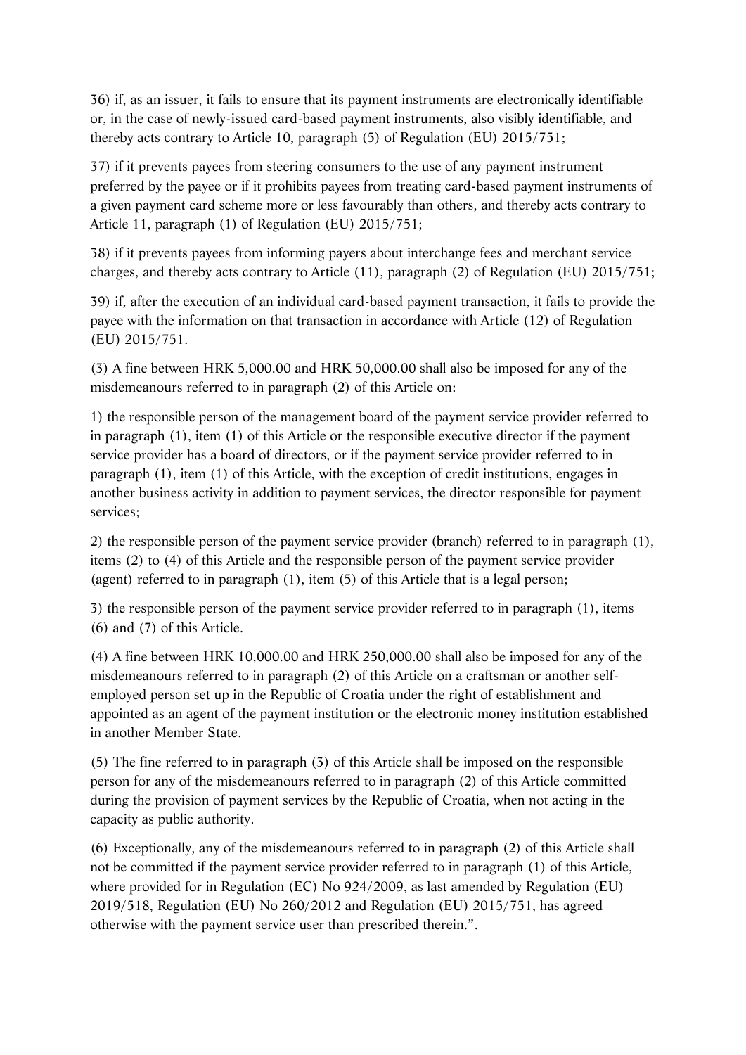36) if, as an issuer, it fails to ensure that its payment instruments are electronically identifiable or, in the case of newly-issued card-based payment instruments, also visibly identifiable, and thereby acts contrary to Article 10, paragraph (5) of Regulation (EU) 2015/751;

37) if it prevents payees from steering consumers to the use of any payment instrument preferred by the payee or if it prohibits payees from treating card-based payment instruments of a given payment card scheme more or less favourably than others, and thereby acts contrary to Article 11, paragraph (1) of Regulation (EU) 2015/751;

38) if it prevents payees from informing payers about interchange fees and merchant service charges, and thereby acts contrary to Article (11), paragraph (2) of Regulation (EU) 2015/751;

39) if, after the execution of an individual card-based payment transaction, it fails to provide the payee with the information on that transaction in accordance with Article (12) of Regulation (EU) 2015/751.

(3) A fine between HRK 5,000.00 and HRK 50,000.00 shall also be imposed for any of the misdemeanours referred to in paragraph (2) of this Article on:

1) the responsible person of the management board of the payment service provider referred to in paragraph (1), item (1) of this Article or the responsible executive director if the payment service provider has a board of directors, or if the payment service provider referred to in paragraph (1), item (1) of this Article, with the exception of credit institutions, engages in another business activity in addition to payment services, the director responsible for payment services;

2) the responsible person of the payment service provider (branch) referred to in paragraph (1), items (2) to (4) of this Article and the responsible person of the payment service provider (agent) referred to in paragraph (1), item (5) of this Article that is a legal person;

3) the responsible person of the payment service provider referred to in paragraph (1), items (6) and (7) of this Article.

(4) A fine between HRK 10,000.00 and HRK 250,000.00 shall also be imposed for any of the misdemeanours referred to in paragraph (2) of this Article on a craftsman or another self-employed person set up in the Republic of Croatia under the right of establishment and appointed as an agent of the payment institution or the electronic money institution established in another Member State.

(5) The fine referred to in paragraph (3) of this Article shall be imposed on the responsible person for any of the misdemeanours referred to in paragraph (2) of this Article committed during the provision of payment services by the Republic of Croatia, when not acting in the capacity as public authority.

(6) Exceptionally, any of the misdemeanours referred to in paragraph (2) of this Article shall not be committed if the payment service provider referred to in paragraph (1) of this Article, where provided for in Regulation (EC) No 924/2009, as last amended by Regulation (EU) 2019/518, Regulation (EU) No 260/2012 and Regulation (EU) 2015/751, has agreed otherwise with the payment service user than prescribed therein.".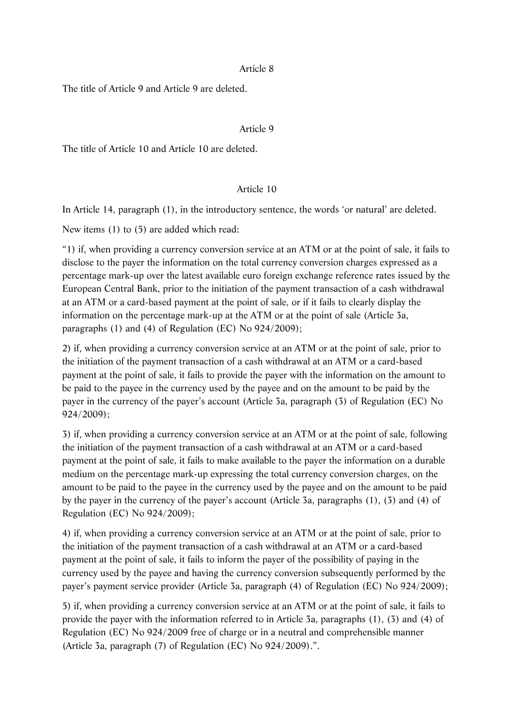Article 8

The title of Article 9 and Article 9 are deleted.

Article 9

The title of Article 10 and Article 10 are deleted.

Article 10

In Article 14, paragraph (1), in the introductory sentence, the words 'or natural' are deleted.

New items (1) to (5) are added which read:

"1) if, when providing a currency conversion service at an ATM or at the point of sale, it fails to disclose to the payer the information on the total currency conversion charges expressed as a percentage mark-up over the latest available euro foreign exchange reference rates issued by the European Central Bank, prior to the initiation of the payment transaction of a cash withdrawal at an ATM or a card-based payment at the point of sale, or if it fails to clearly display the information on the percentage mark-up at the ATM or at the point of sale (Article 3a, paragraphs (1) and (4) of Regulation (EC) No 924/2009);

2) if, when providing a currency conversion service at an ATM or at the point of sale, prior to the initiation of the payment transaction of a cash withdrawal at an ATM or a card-based payment at the point of sale, it fails to provide the payer with the information on the amount to be paid to the payee in the currency used by the payee and on the amount to be paid by the payer in the currency of the payer's account (Article 3a, paragraph (3) of Regulation (EC) No 924/2009);

3) if, when providing a currency conversion service at an ATM or at the point of sale, following the initiation of the payment transaction of a cash withdrawal at an ATM or a card-based payment at the point of sale, it fails to make available to the payer the information on a durable medium on the percentage mark-up expressing the total currency conversion charges, on the amount to be paid to the payee in the currency used by the payee and on the amount to be paid by the payer in the currency of the payer's account (Article 3a, paragraphs (1), (3) and (4) of Regulation (EC) No 924/2009);

4) if, when providing a currency conversion service at an ATM or at the point of sale, prior to the initiation of the payment transaction of a cash withdrawal at an ATM or a card-based payment at the point of sale, it fails to inform the payer of the possibility of paying in the currency used by the payee and having the currency conversion subsequently performed by the payer's payment service provider (Article 3a, paragraph (4) of Regulation (EC) No 924/2009);

5) if, when providing a currency conversion service at an ATM or at the point of sale, it fails to provide the payer with the information referred to in Article 3a, paragraphs (1), (3) and (4) of Regulation (EC) No 924/2009 free of charge or in a neutral and comprehensible manner (Article 3a, paragraph (7) of Regulation (EC) No 924/2009).".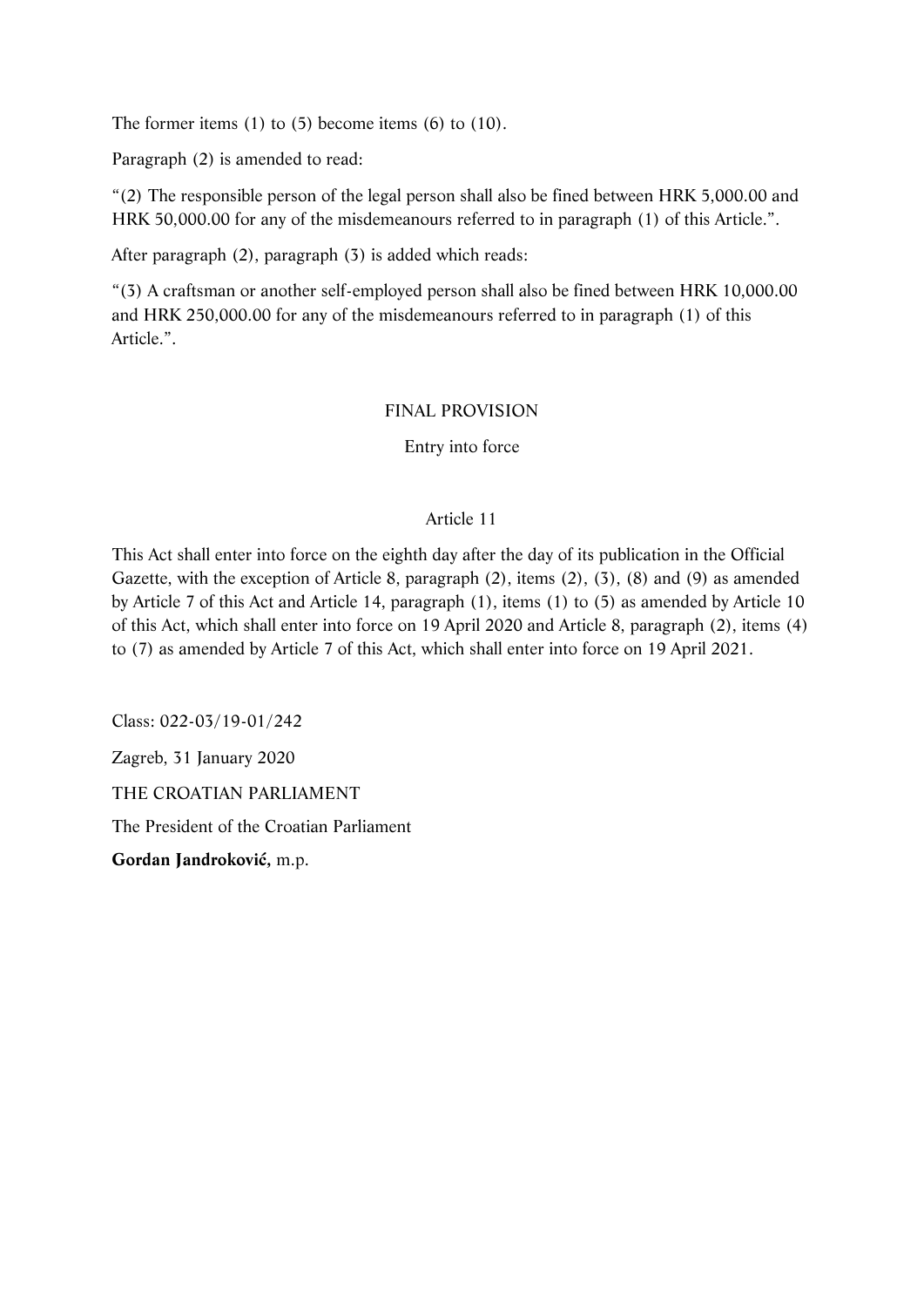The former items (1) to (5) become items (6) to (10).

Paragraph (2) is amended to read:

"(2) The responsible person of the legal person shall also be fined between HRK 5,000.00 and HRK 50,000.00 for any of the misdemeanours referred to in paragraph (1) of this Article.".

After paragraph (2), paragraph (3) is added which reads:

"(3) A craftsman or another self-employed person shall also be fined between HRK 10,000.00 and HRK 250,000.00 for any of the misdemeanours referred to in paragraph (1) of this Article.".

## FINAL PROVISION

### Entry into force

#### Article 11

This Act shall enter into force on the eighth day after the day of its publication in the Official Gazette, with the exception of Article 8, paragraph (2), items (2), (3), (8) and (9) as amended by Article 7 of this Act and Article 14, paragraph (1), items (1) to (5) as amended by Article 10 of this Act, which shall enter into force on 19 April 2020 and Article 8, paragraph (2), items (4) to (7) as amended by Article 7 of this Act, which shall enter into force on 19 April 2021.

Class: 022-03/19-01/242

Zagreb, 31 January 2020

THE CROATIAN PARLIAMENT

The President of the Croatian Parliament

**Gordan Jandroković,** m.p.